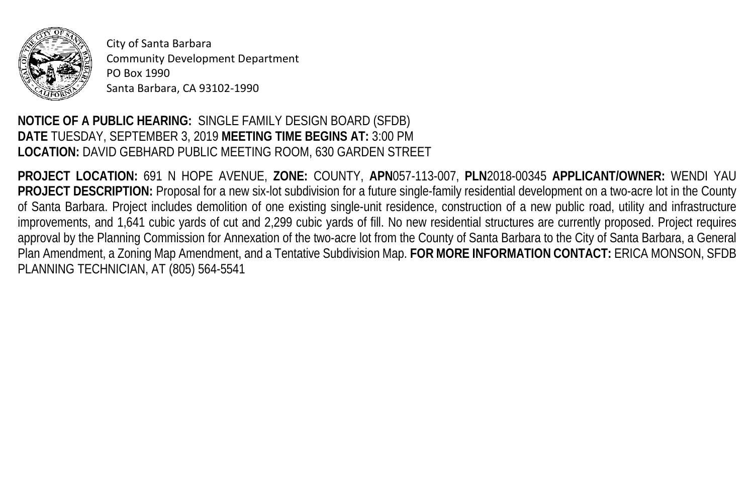City of Santa Barbara
Community Development Department
PO Box 1990
Santa Barbara, CA 93102-1990

**NOTICE OF A PUBLIC HEARING:** SINGLE FAMILY DESIGN BOARD (SFDB)
**DATE** TUESDAY, SEPTEMBER 3, 2019 **MEETING TIME BEGINS AT:** 3:00 PM
**LOCATION:** DAVID GEBHARD PUBLIC MEETING ROOM, 630 GARDEN STREET

**PROJECT LOCATION:** 691 N HOPE AVENUE, **ZONE:** COUNTY, **APN**057-113-007, **PLN**2018-00345 **APPLICANT/OWNER:** WENDI YAU **PROJECT DESCRIPTION:** Proposal for a new six-lot subdivision for a future single-family residential development on a two-acre lot in the County of Santa Barbara. Project includes demolition of one existing single-unit residence, construction of a new public road, utility and infrastructure improvements, and 1,641 cubic yards of cut and 2,299 cubic yards of fill. No new residential structures are currently proposed. Project requires approval by the Planning Commission for Annexation of the two-acre lot from the County of Santa Barbara to the City of Santa Barbara, a General Plan Amendment, a Zoning Map Amendment, and a Tentative Subdivision Map. **FOR MORE INFORMATION CONTACT:** ERICA MONSON, SFDB PLANNING TECHNICIAN, AT (805) 564-5541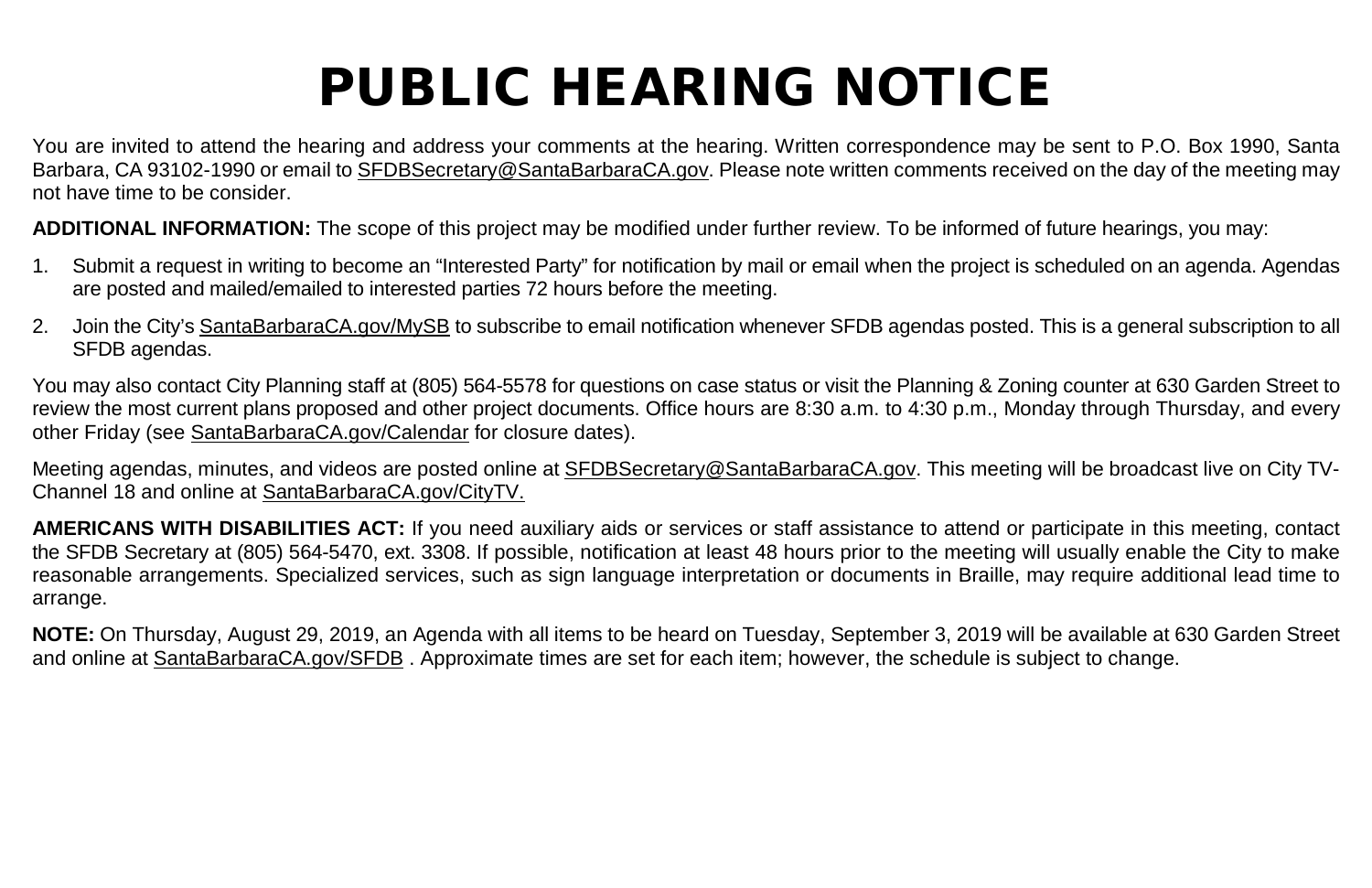# PUBLIC HEARING NOTICE

You are invited to attend the hearing and address your comments at the hearing. Written correspondence may be sent to P.O. Box 1990, Santa Barbara, CA 93102-1990 or email to SFDBSecretary@SantaBarbaraCA.gov. Please note written comments received on the day of the meeting may not have time to be consider.

**ADDITIONAL INFORMATION:** The scope of this project may be modified under further review. To be informed of future hearings, you may:

1. Submit a request in writing to become an "Interested Party" for notification by mail or email when the project is scheduled on an agenda. Agendas are posted and mailed/emailed to interested parties 72 hours before the meeting.
2. Join the City's SantaBarbaraCA.gov/MySB to subscribe to email notification whenever SFDB agendas posted. This is a general subscription to all SFDB agendas.

You may also contact City Planning staff at (805) 564-5578 for questions on case status or visit the Planning & Zoning counter at 630 Garden Street to review the most current plans proposed and other project documents. Office hours are 8:30 a.m. to 4:30 p.m., Monday through Thursday, and every other Friday (see SantaBarbaraCA.gov/Calendar for closure dates).

Meeting agendas, minutes, and videos are posted online at SFDBSecretary@SantaBarbaraCA.gov. This meeting will be broadcast live on City TV-Channel 18 and online at SantaBarbaraCA.gov/CityTV.

**AMERICANS WITH DISABILITIES ACT:** If you need auxiliary aids or services or staff assistance to attend or participate in this meeting, contact the SFDB Secretary at (805) 564-5470, ext. 3308. If possible, notification at least 48 hours prior to the meeting will usually enable the City to make reasonable arrangements. Specialized services, such as sign language interpretation or documents in Braille, may require additional lead time to arrange.

**NOTE:** On Thursday, August 29, 2019, an Agenda with all items to be heard on Tuesday, September 3, 2019 will be available at 630 Garden Street and online at SantaBarbaraCA.gov/SFDB . Approximate times are set for each item; however, the schedule is subject to change.